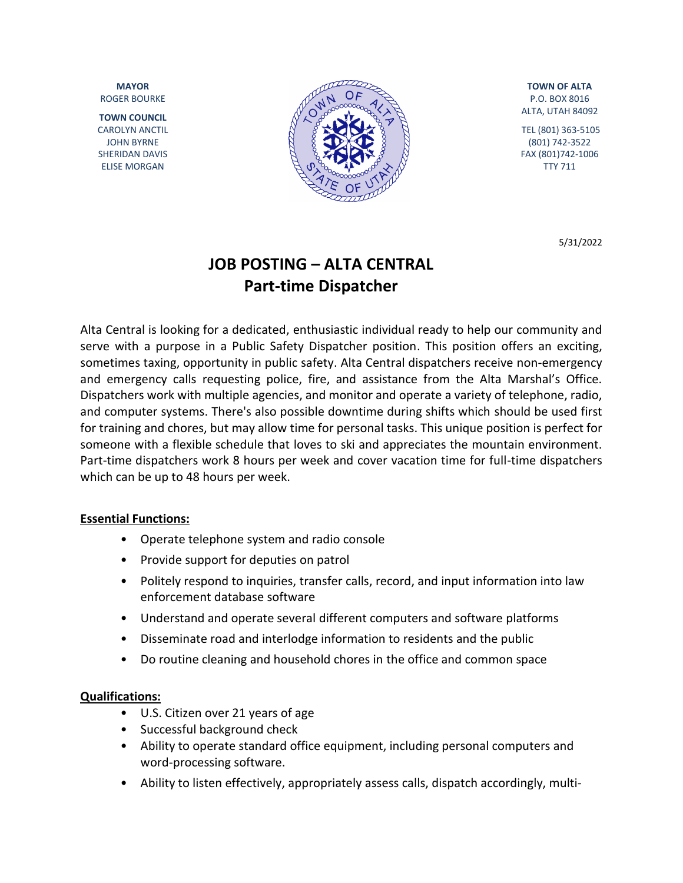**MAYOR**
ROGER BOURKE

**TOWN COUNCIL**
CAROLYN ANCTIL
JOHN BYRNE
SHERIDAN DAVIS
ELISE MORGAN

**TOWN OF ALTA**
P.O. BOX 8016
ALTA, UTAH 84092

TEL (801) 363-5105
(801) 742-3522
FAX (801)742-1006
TTY 711

5/31/2022

# JOB POSTING – ALTA CENTRAL
## Part-time Dispatcher

Alta Central is looking for a dedicated, enthusiastic individual ready to help our community and serve with a purpose in a Public Safety Dispatcher position. This position offers an exciting, sometimes taxing, opportunity in public safety. Alta Central dispatchers receive non-emergency and emergency calls requesting police, fire, and assistance from the Alta Marshal's Office. Dispatchers work with multiple agencies, and monitor and operate a variety of telephone, radio, and computer systems. There's also possible downtime during shifts which should be used first for training and chores, but may allow time for personal tasks. This unique position is perfect for someone with a flexible schedule that loves to ski and appreciates the mountain environment. Part-time dispatchers work 8 hours per week and cover vacation time for full-time dispatchers which can be up to 48 hours per week.

**Essential Functions:**

- Operate telephone system and radio console
- Provide support for deputies on patrol
- Politely respond to inquiries, transfer calls, record, and input information into law enforcement database software
- Understand and operate several different computers and software platforms
- Disseminate road and interlodge information to residents and the public
- Do routine cleaning and household chores in the office and common space

**Qualifications:**

- U.S. Citizen over 21 years of age
- Successful background check
- Ability to operate standard office equipment, including personal computers and word-processing software.
- Ability to listen effectively, appropriately assess calls, dispatch accordingly, multi-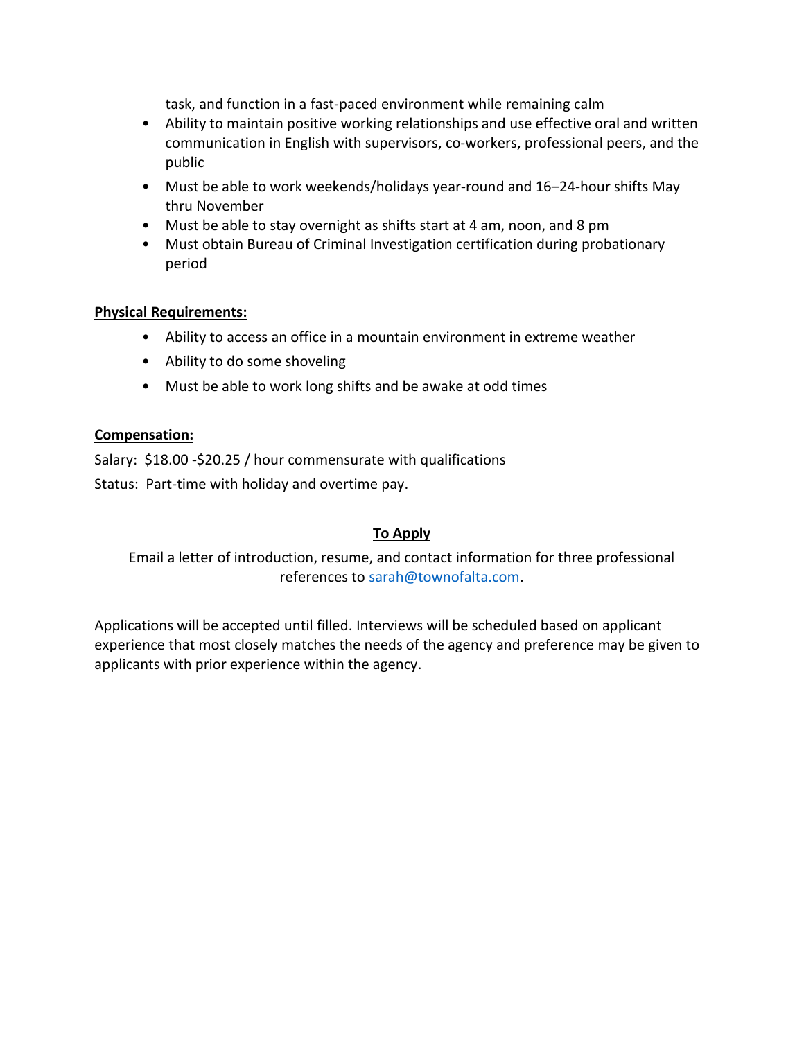task, and function in a fast-paced environment while remaining calm

- Ability to maintain positive working relationships and use effective oral and written communication in English with supervisors, co-workers, professional peers, and the public
- Must be able to work weekends/holidays year-round and 16–24-hour shifts May thru November
- Must be able to stay overnight as shifts start at 4 am, noon, and 8 pm
- Must obtain Bureau of Criminal Investigation certification during probationary period

**Physical Requirements:**

- Ability to access an office in a mountain environment in extreme weather
- Ability to do some shoveling
- Must be able to work long shifts and be awake at odd times

**Compensation:**

Salary: $18.00 -$20.25 / hour commensurate with qualifications

Status: Part-time with holiday and overtime pay.

**To Apply**

Email a letter of introduction, resume, and contact information for three professional references to sarah@townofalta.com.

Applications will be accepted until filled. Interviews will be scheduled based on applicant experience that most closely matches the needs of the agency and preference may be given to applicants with prior experience within the agency.